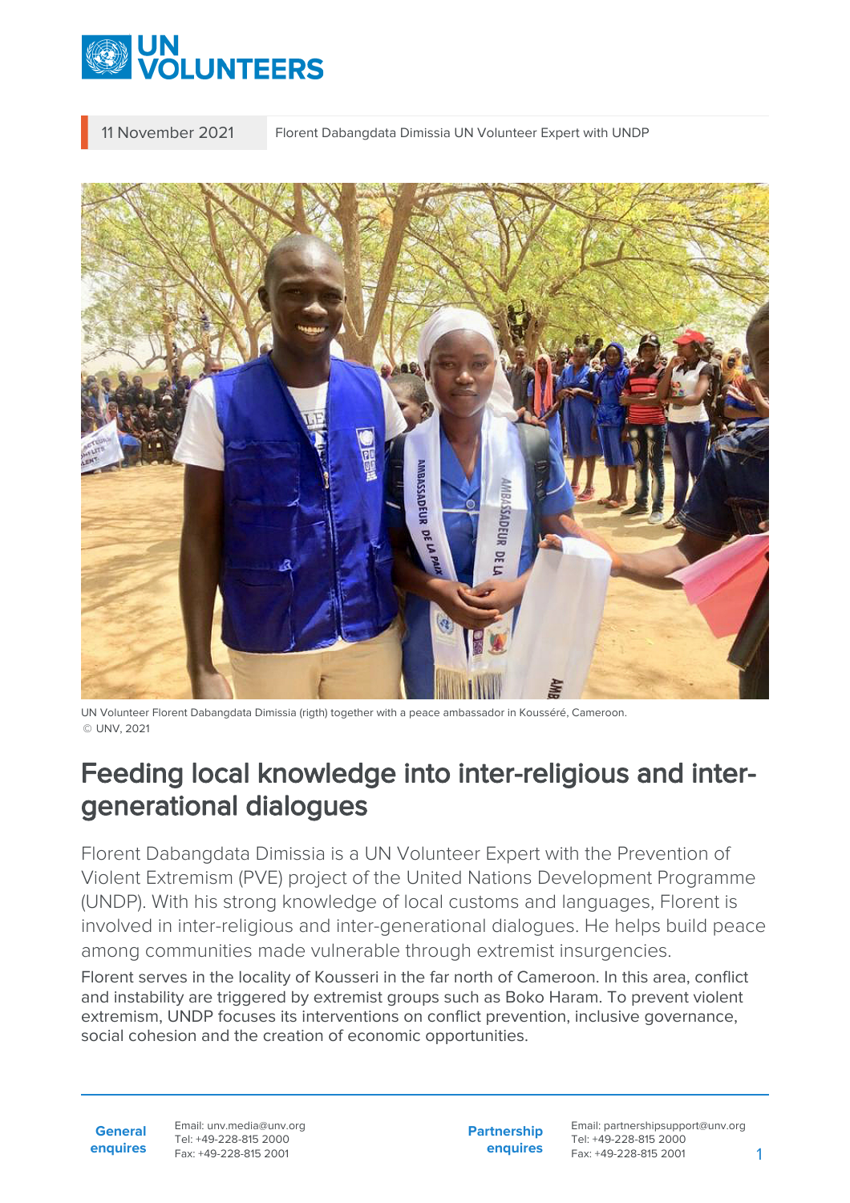11 November 2021 | Florent Dabangdata Dimissia UN Volunteer Expert with UNDP

UN Volunteer Florent Dabangdata Dimissia (rigth) together with a peace ambassador in Kousséré, Cameroon.
© UNV, 2021

# Feeding local knowledge into inter-religious and inter-generational dialogues

Florent Dabangdata Dimissia is a UN Volunteer Expert with the Prevention of Violent Extremism (PVE) project of the United Nations Development Programme (UNDP). With his strong knowledge of local customs and languages, Florent is involved in inter-religious and inter-generational dialogues. He helps build peace among communities made vulnerable through extremist insurgencies.

Florent serves in the locality of Kousseri in the far north of Cameroon. In this area, conflict and instability are triggered by extremist groups such as Boko Haram. To prevent violent extremism, UNDP focuses its interventions on conflict prevention, inclusive governance, social cohesion and the creation of economic opportunities.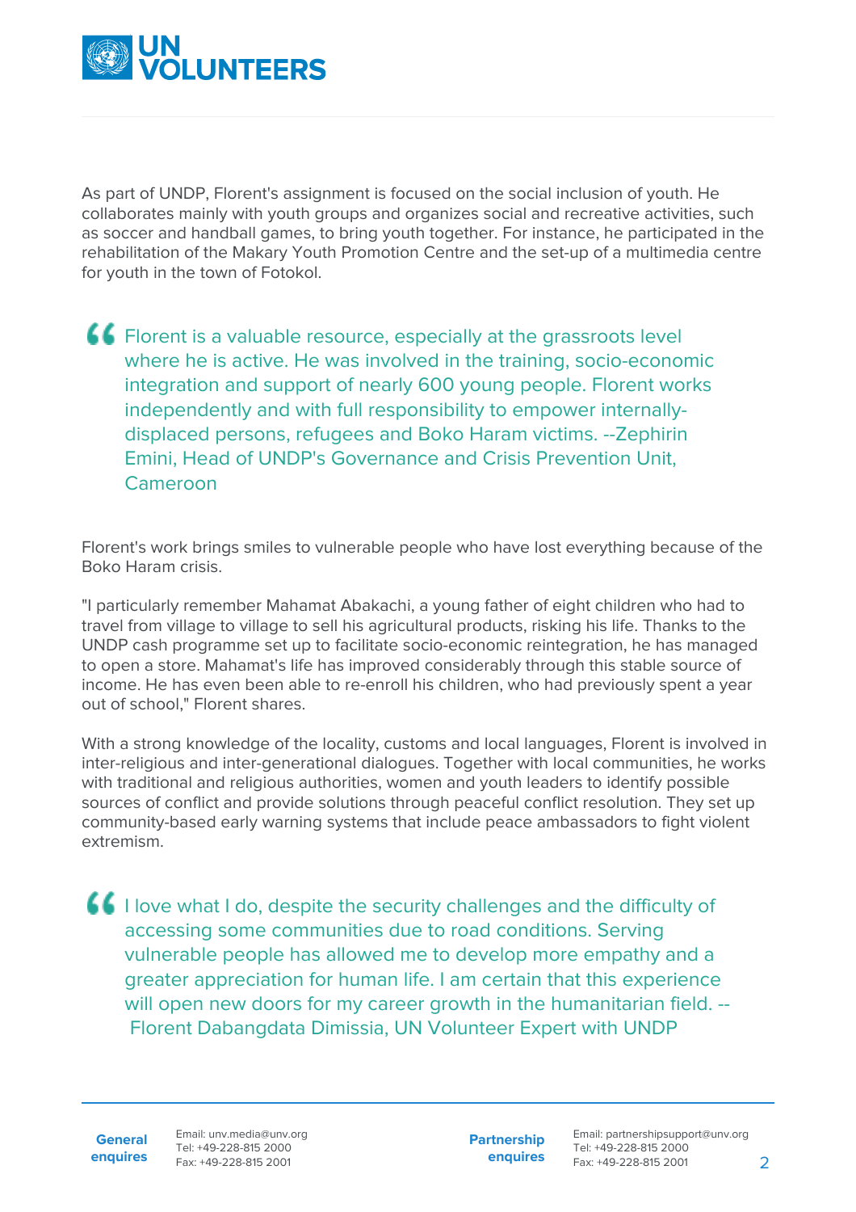As part of UNDP, Florent's assignment is focused on the social inclusion of youth. He collaborates mainly with youth groups and organizes social and recreative activities, such as soccer and handball games, to bring youth together. For instance, he participated in the rehabilitation of the Makary Youth Promotion Centre and the set-up of a multimedia centre for youth in the town of Fotokol.

> Florent is a valuable resource, especially at the grassroots level where he is active. He was involved in the training, socio-economic integration and support of nearly 600 young people. Florent works independently and with full responsibility to empower internally-displaced persons, refugees and Boko Haram victims. --Zephirin Emini, Head of UNDP's Governance and Crisis Prevention Unit, Cameroon

Florent's work brings smiles to vulnerable people who have lost everything because of the Boko Haram crisis.

"I particularly remember Mahamat Abakachi, a young father of eight children who had to travel from village to village to sell his agricultural products, risking his life. Thanks to the UNDP cash programme set up to facilitate socio-economic reintegration, he has managed to open a store. Mahamat's life has improved considerably through this stable source of income. He has even been able to re-enroll his children, who had previously spent a year out of school," Florent shares.

With a strong knowledge of the locality, customs and local languages, Florent is involved in inter-religious and inter-generational dialogues. Together with local communities, he works with traditional and religious authorities, women and youth leaders to identify possible sources of conflict and provide solutions through peaceful conflict resolution. They set up community-based early warning systems that include peace ambassadors to fight violent extremism.

> I love what I do, despite the security challenges and the difficulty of accessing some communities due to road conditions. Serving vulnerable people has allowed me to develop more empathy and a greater appreciation for human life. I am certain that this experience will open new doors for my career growth in the humanitarian field. -- Florent Dabangdata Dimissia, UN Volunteer Expert with UNDP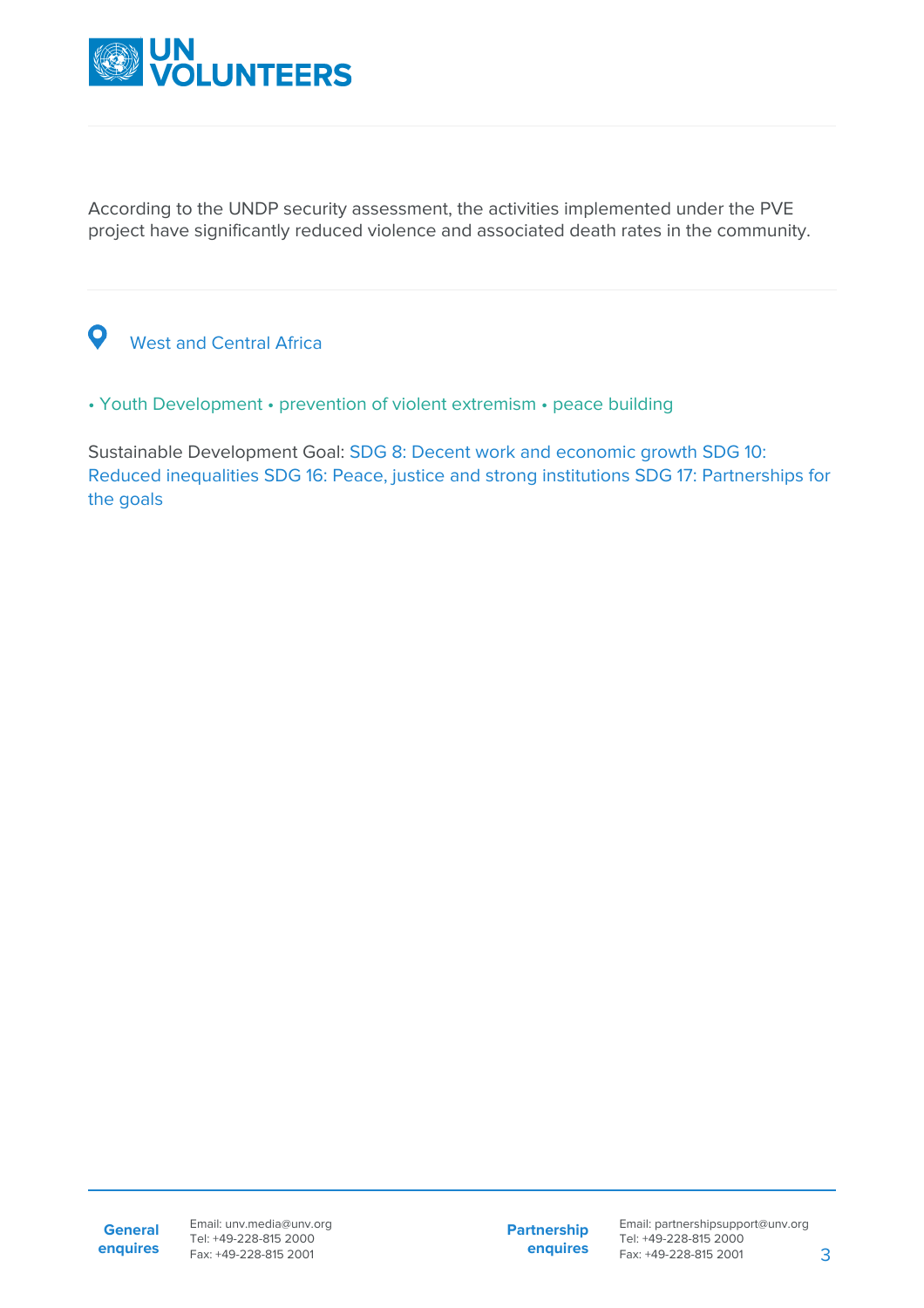According to the UNDP security assessment, the activities implemented under the PVE project have significantly reduced violence and associated death rates in the community.

West and Central Africa

• Youth Development • prevention of violent extremism • peace building

Sustainable Development Goal: SDG 8: Decent work and economic growth SDG 10: Reduced inequalities SDG 16: Peace, justice and strong institutions SDG 17: Partnerships for the goals